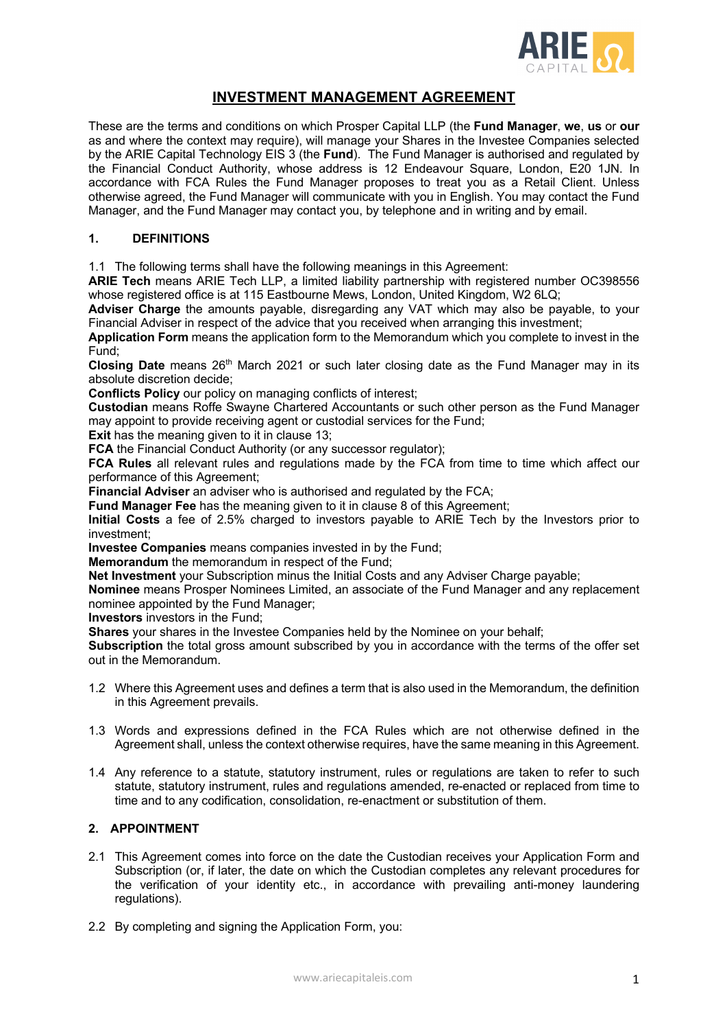# INVESTMENT MANAGEMENT AGREEMENT

These are the terms and conditions on which Prosper Capital LLP (the **Fund Manager**, **we**, **us** or **our** as and where the context may require), will manage your Shares in the Investee Companies selected by the ARIE Capital Technology EIS 3 (the **Fund**). The Fund Manager is authorised and regulated by the Financial Conduct Authority, whose address is 12 Endeavour Square, London, E20 1JN. In accordance with FCA Rules the Fund Manager proposes to treat you as a Retail Client. Unless otherwise agreed, the Fund Manager will communicate with you in English. You may contact the Fund Manager, and the Fund Manager may contact you, by telephone and in writing and by email.

## 1. DEFINITIONS

1.1 The following terms shall have the following meanings in this Agreement:

**ARIE Tech** means ARIE Tech LLP, a limited liability partnership with registered number OC398556 whose registered office is at 115 Eastbourne Mews, London, United Kingdom, W2 6LQ;

**Adviser Charge** the amounts payable, disregarding any VAT which may also be payable, to your Financial Adviser in respect of the advice that you received when arranging this investment;

**Application Form** means the application form to the Memorandum which you complete to invest in the Fund;

**Closing Date** means 26th March 2021 or such later closing date as the Fund Manager may in its absolute discretion decide;

**Conflicts Policy** our policy on managing conflicts of interest;

**Custodian** means Roffe Swayne Chartered Accountants or such other person as the Fund Manager may appoint to provide receiving agent or custodial services for the Fund;

**Exit** has the meaning given to it in clause 13;

**FCA** the Financial Conduct Authority (or any successor regulator);

**FCA Rules** all relevant rules and regulations made by the FCA from time to time which affect our performance of this Agreement;

**Financial Adviser** an adviser who is authorised and regulated by the FCA;

**Fund Manager Fee** has the meaning given to it in clause 8 of this Agreement;

**Initial Costs** a fee of 2.5% charged to investors payable to ARIE Tech by the Investors prior to investment;

**Investee Companies** means companies invested in by the Fund;

**Memorandum** the memorandum in respect of the Fund;

**Net Investment** your Subscription minus the Initial Costs and any Adviser Charge payable;

**Nominee** means Prosper Nominees Limited, an associate of the Fund Manager and any replacement nominee appointed by the Fund Manager;

**Investors** investors in the Fund;

**Shares** your shares in the Investee Companies held by the Nominee on your behalf;

**Subscription** the total gross amount subscribed by you in accordance with the terms of the offer set out in the Memorandum.

1.2 Where this Agreement uses and defines a term that is also used in the Memorandum, the definition in this Agreement prevails.

1.3 Words and expressions defined in the FCA Rules which are not otherwise defined in the Agreement shall, unless the context otherwise requires, have the same meaning in this Agreement.

1.4 Any reference to a statute, statutory instrument, rules or regulations are taken to refer to such statute, statutory instrument, rules and regulations amended, re-enacted or replaced from time to time and to any codification, consolidation, re-enactment or substitution of them.

## 2. APPOINTMENT

2.1 This Agreement comes into force on the date the Custodian receives your Application Form and Subscription (or, if later, the date on which the Custodian completes any relevant procedures for the verification of your identity etc., in accordance with prevailing anti-money laundering regulations).

2.2 By completing and signing the Application Form, you: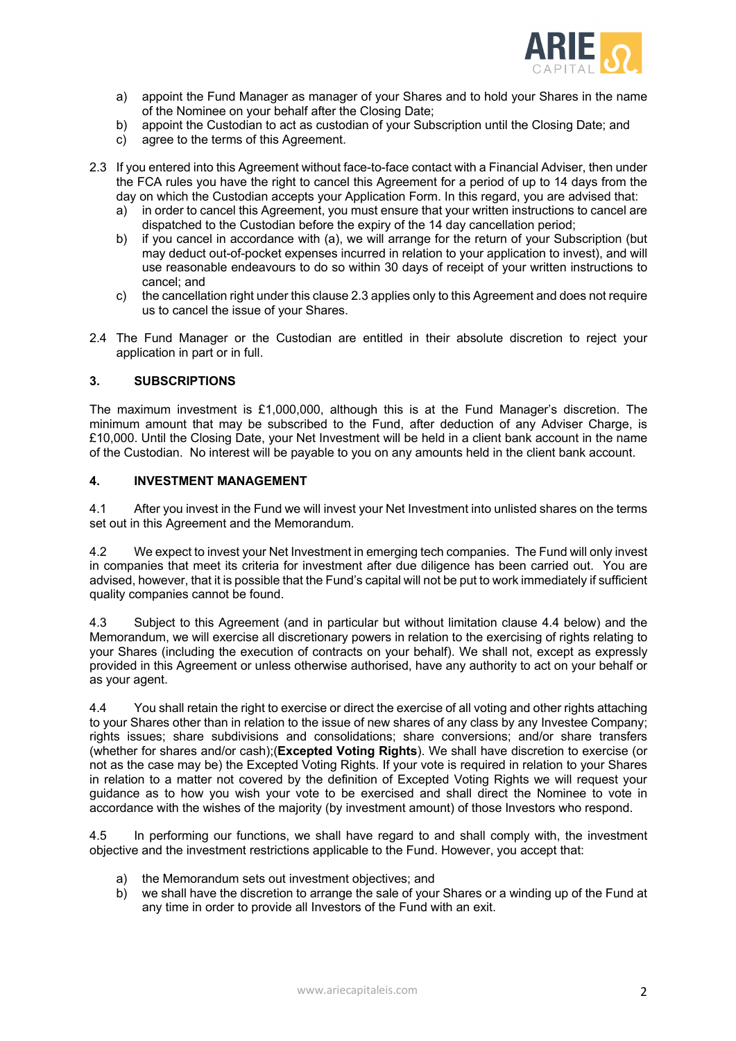a) appoint the Fund Manager as manager of your Shares and to hold your Shares in the name of the Nominee on your behalf after the Closing Date;
b) appoint the Custodian to act as custodian of your Subscription until the Closing Date; and
c) agree to the terms of this Agreement.

2.3 If you entered into this Agreement without face-to-face contact with a Financial Adviser, then under the FCA rules you have the right to cancel this Agreement for a period of up to 14 days from the day on which the Custodian accepts your Application Form. In this regard, you are advised that:

a) in order to cancel this Agreement, you must ensure that your written instructions to cancel are dispatched to the Custodian before the expiry of the 14 day cancellation period;
b) if you cancel in accordance with (a), we will arrange for the return of your Subscription (but may deduct out-of-pocket expenses incurred in relation to your application to invest), and will use reasonable endeavours to do so within 30 days of receipt of your written instructions to cancel; and
c) the cancellation right under this clause 2.3 applies only to this Agreement and does not require us to cancel the issue of your Shares.

2.4 The Fund Manager or the Custodian are entitled in their absolute discretion to reject your application in part or in full.

## 3. SUBSCRIPTIONS

The maximum investment is £1,000,000, although this is at the Fund Manager's discretion. The minimum amount that may be subscribed to the Fund, after deduction of any Adviser Charge, is £10,000. Until the Closing Date, your Net Investment will be held in a client bank account in the name of the Custodian. No interest will be payable to you on any amounts held in the client bank account.

## 4. INVESTMENT MANAGEMENT

4.1 After you invest in the Fund we will invest your Net Investment into unlisted shares on the terms set out in this Agreement and the Memorandum.

4.2 We expect to invest your Net Investment in emerging tech companies. The Fund will only invest in companies that meet its criteria for investment after due diligence has been carried out. You are advised, however, that it is possible that the Fund's capital will not be put to work immediately if sufficient quality companies cannot be found.

4.3 Subject to this Agreement (and in particular but without limitation clause 4.4 below) and the Memorandum, we will exercise all discretionary powers in relation to the exercising of rights relating to your Shares (including the execution of contracts on your behalf). We shall not, except as expressly provided in this Agreement or unless otherwise authorised, have any authority to act on your behalf or as your agent.

4.4 You shall retain the right to exercise or direct the exercise of all voting and other rights attaching to your Shares other than in relation to the issue of new shares of any class by any Investee Company; rights issues; share subdivisions and consolidations; share conversions; and/or share transfers (whether for shares and/or cash);(**Excepted Voting Rights**). We shall have discretion to exercise (or not as the case may be) the Excepted Voting Rights. If your vote is required in relation to your Shares in relation to a matter not covered by the definition of Excepted Voting Rights we will request your guidance as to how you wish your vote to be exercised and shall direct the Nominee to vote in accordance with the wishes of the majority (by investment amount) of those Investors who respond.

4.5 In performing our functions, we shall have regard to and shall comply with, the investment objective and the investment restrictions applicable to the Fund. However, you accept that:

a) the Memorandum sets out investment objectives; and
b) we shall have the discretion to arrange the sale of your Shares or a winding up of the Fund at any time in order to provide all Investors of the Fund with an exit.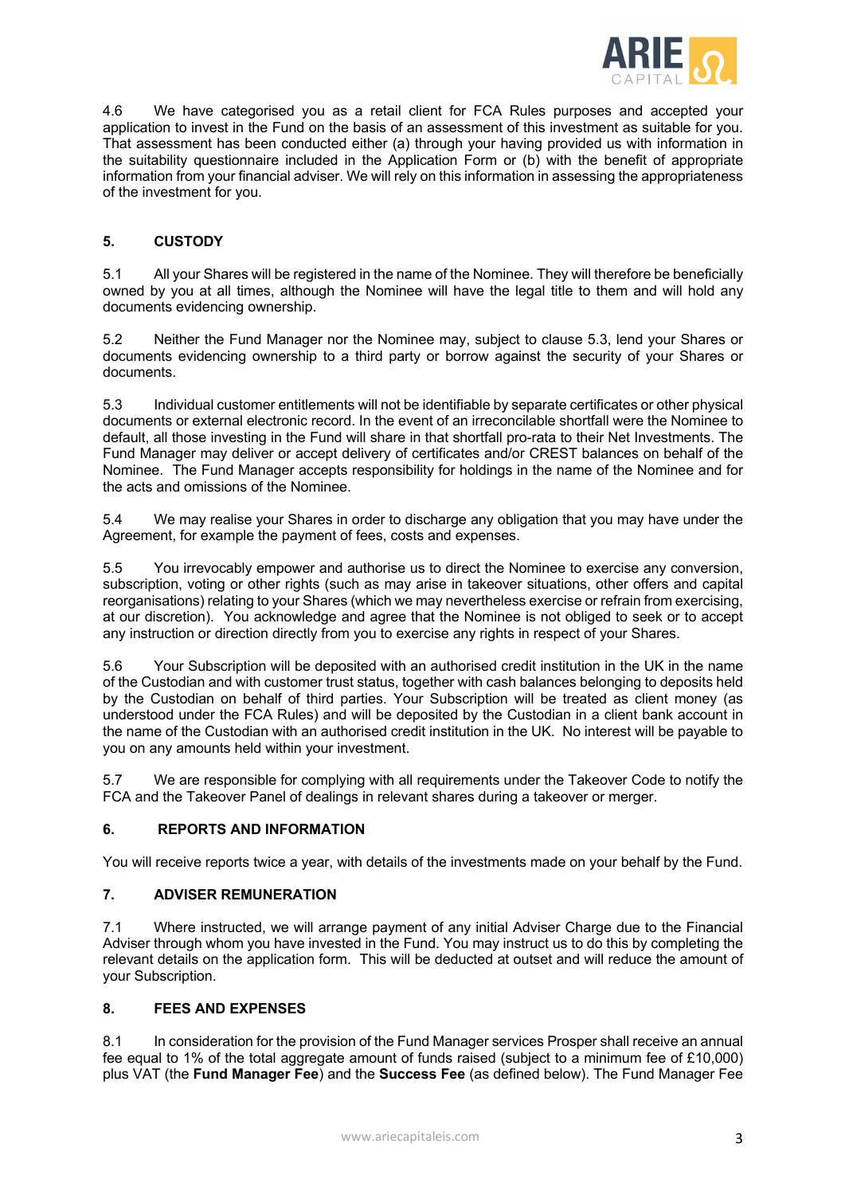4.6 We have categorised you as a retail client for FCA Rules purposes and accepted your application to invest in the Fund on the basis of an assessment of this investment as suitable for you. That assessment has been conducted either (a) through your having provided us with information in the suitability questionnaire included in the Application Form or (b) with the benefit of appropriate information from your financial adviser. We will rely on this information in assessing the appropriateness of the investment for you.

## 5. CUSTODY

5.1 All your Shares will be registered in the name of the Nominee. They will therefore be beneficially owned by you at all times, although the Nominee will have the legal title to them and will hold any documents evidencing ownership.

5.2 Neither the Fund Manager nor the Nominee may, subject to clause 5.3, lend your Shares or documents evidencing ownership to a third party or borrow against the security of your Shares or documents.

5.3 Individual customer entitlements will not be identifiable by separate certificates or other physical documents or external electronic record. In the event of an irreconcilable shortfall were the Nominee to default, all those investing in the Fund will share in that shortfall pro-rata to their Net Investments. The Fund Manager may deliver or accept delivery of certificates and/or CREST balances on behalf of the Nominee. The Fund Manager accepts responsibility for holdings in the name of the Nominee and for the acts and omissions of the Nominee.

5.4 We may realise your Shares in order to discharge any obligation that you may have under the Agreement, for example the payment of fees, costs and expenses.

5.5 You irrevocably empower and authorise us to direct the Nominee to exercise any conversion, subscription, voting or other rights (such as may arise in takeover situations, other offers and capital reorganisations) relating to your Shares (which we may nevertheless exercise or refrain from exercising, at our discretion). You acknowledge and agree that the Nominee is not obliged to seek or to accept any instruction or direction directly from you to exercise any rights in respect of your Shares.

5.6 Your Subscription will be deposited with an authorised credit institution in the UK in the name of the Custodian and with customer trust status, together with cash balances belonging to deposits held by the Custodian on behalf of third parties. Your Subscription will be treated as client money (as understood under the FCA Rules) and will be deposited by the Custodian in a client bank account in the name of the Custodian with an authorised credit institution in the UK. No interest will be payable to you on any amounts held within your investment.

5.7 We are responsible for complying with all requirements under the Takeover Code to notify the FCA and the Takeover Panel of dealings in relevant shares during a takeover or merger.

## 6. REPORTS AND INFORMATION

You will receive reports twice a year, with details of the investments made on your behalf by the Fund.

## 7. ADVISER REMUNERATION

7.1 Where instructed, we will arrange payment of any initial Adviser Charge due to the Financial Adviser through whom you have invested in the Fund. You may instruct us to do this by completing the relevant details on the application form. This will be deducted at outset and will reduce the amount of your Subscription.

## 8. FEES AND EXPENSES

8.1 In consideration for the provision of the Fund Manager services Prosper shall receive an annual fee equal to 1% of the total aggregate amount of funds raised (subject to a minimum fee of £10,000) plus VAT (the **Fund Manager Fee**) and the **Success Fee** (as defined below). The Fund Manager Fee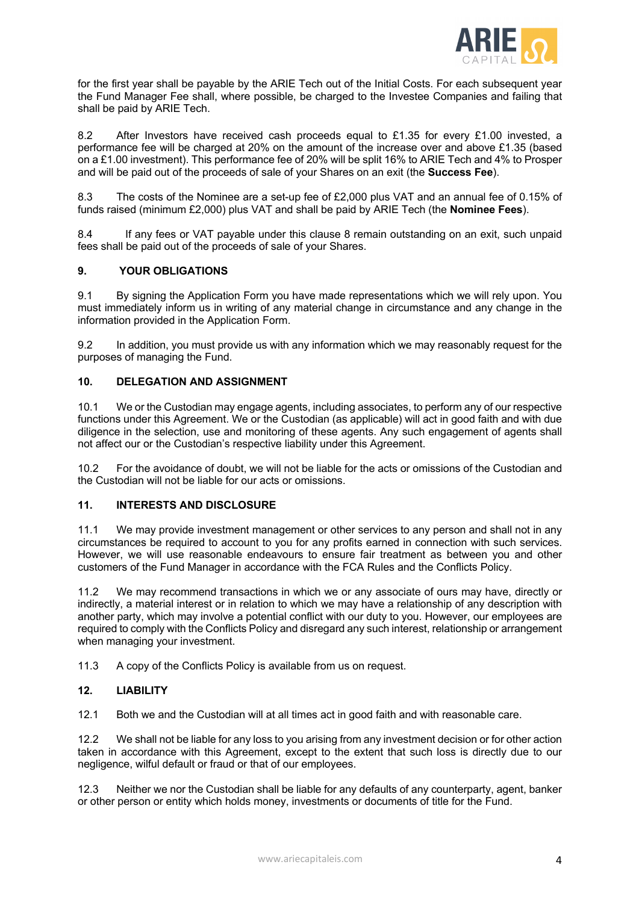for the first year shall be payable by the ARIE Tech out of the Initial Costs. For each subsequent year the Fund Manager Fee shall, where possible, be charged to the Investee Companies and failing that shall be paid by ARIE Tech.

8.2 After Investors have received cash proceeds equal to £1.35 for every £1.00 invested, a performance fee will be charged at 20% on the amount of the increase over and above £1.35 (based on a £1.00 investment). This performance fee of 20% will be split 16% to ARIE Tech and 4% to Prosper and will be paid out of the proceeds of sale of your Shares on an exit (the **Success Fee**).

8.3 The costs of the Nominee are a set-up fee of £2,000 plus VAT and an annual fee of 0.15% of funds raised (minimum £2,000) plus VAT and shall be paid by ARIE Tech (the **Nominee Fees**).

8.4 If any fees or VAT payable under this clause 8 remain outstanding on an exit, such unpaid fees shall be paid out of the proceeds of sale of your Shares.

## 9. YOUR OBLIGATIONS

9.1 By signing the Application Form you have made representations which we will rely upon. You must immediately inform us in writing of any material change in circumstance and any change in the information provided in the Application Form.

9.2 In addition, you must provide us with any information which we may reasonably request for the purposes of managing the Fund.

## 10. DELEGATION AND ASSIGNMENT

10.1 We or the Custodian may engage agents, including associates, to perform any of our respective functions under this Agreement. We or the Custodian (as applicable) will act in good faith and with due diligence in the selection, use and monitoring of these agents. Any such engagement of agents shall not affect our or the Custodian's respective liability under this Agreement.

10.2 For the avoidance of doubt, we will not be liable for the acts or omissions of the Custodian and the Custodian will not be liable for our acts or omissions.

## 11. INTERESTS AND DISCLOSURE

11.1 We may provide investment management or other services to any person and shall not in any circumstances be required to account to you for any profits earned in connection with such services. However, we will use reasonable endeavours to ensure fair treatment as between you and other customers of the Fund Manager in accordance with the FCA Rules and the Conflicts Policy.

11.2 We may recommend transactions in which we or any associate of ours may have, directly or indirectly, a material interest or in relation to which we may have a relationship of any description with another party, which may involve a potential conflict with our duty to you. However, our employees are required to comply with the Conflicts Policy and disregard any such interest, relationship or arrangement when managing your investment.

11.3 A copy of the Conflicts Policy is available from us on request.

## 12. LIABILITY

12.1 Both we and the Custodian will at all times act in good faith and with reasonable care.

12.2 We shall not be liable for any loss to you arising from any investment decision or for other action taken in accordance with this Agreement, except to the extent that such loss is directly due to our negligence, wilful default or fraud or that of our employees.

12.3 Neither we nor the Custodian shall be liable for any defaults of any counterparty, agent, banker or other person or entity which holds money, investments or documents of title for the Fund.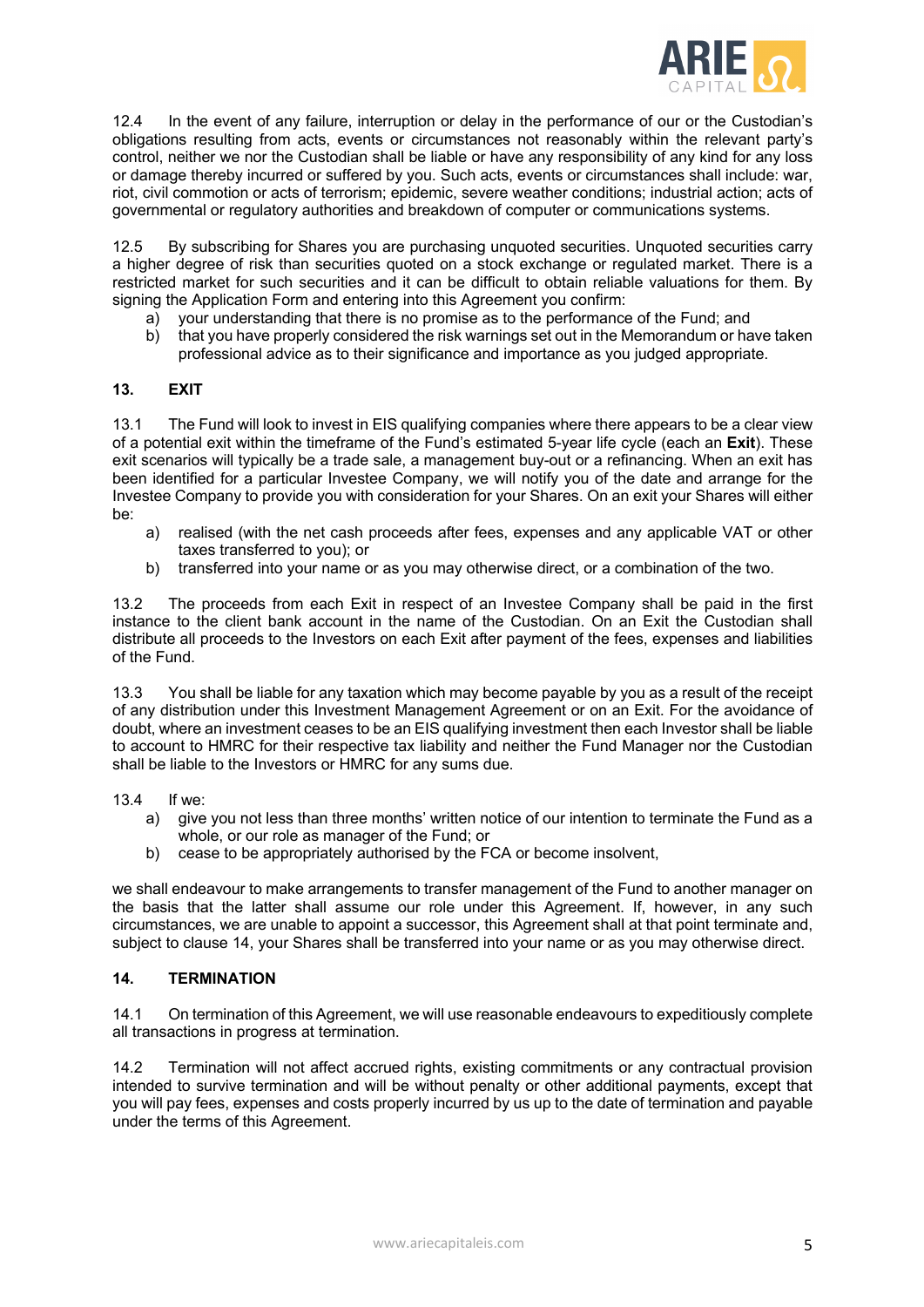12.4 In the event of any failure, interruption or delay in the performance of our or the Custodian's obligations resulting from acts, events or circumstances not reasonably within the relevant party's control, neither we nor the Custodian shall be liable or have any responsibility of any kind for any loss or damage thereby incurred or suffered by you. Such acts, events or circumstances shall include: war, riot, civil commotion or acts of terrorism; epidemic, severe weather conditions; industrial action; acts of governmental or regulatory authorities and breakdown of computer or communications systems.

12.5 By subscribing for Shares you are purchasing unquoted securities. Unquoted securities carry a higher degree of risk than securities quoted on a stock exchange or regulated market. There is a restricted market for such securities and it can be difficult to obtain reliable valuations for them. By signing the Application Form and entering into this Agreement you confirm:

a) your understanding that there is no promise as to the performance of the Fund; and
b) that you have properly considered the risk warnings set out in the Memorandum or have taken professional advice as to their significance and importance as you judged appropriate.

## 13. EXIT

13.1 The Fund will look to invest in EIS qualifying companies where there appears to be a clear view of a potential exit within the timeframe of the Fund's estimated 5-year life cycle (each an **Exit**). These exit scenarios will typically be a trade sale, a management buy-out or a refinancing. When an exit has been identified for a particular Investee Company, we will notify you of the date and arrange for the Investee Company to provide you with consideration for your Shares. On an exit your Shares will either be:

a) realised (with the net cash proceeds after fees, expenses and any applicable VAT or other taxes transferred to you); or
b) transferred into your name or as you may otherwise direct, or a combination of the two.

13.2 The proceeds from each Exit in respect of an Investee Company shall be paid in the first instance to the client bank account in the name of the Custodian. On an Exit the Custodian shall distribute all proceeds to the Investors on each Exit after payment of the fees, expenses and liabilities of the Fund.

13.3 You shall be liable for any taxation which may become payable by you as a result of the receipt of any distribution under this Investment Management Agreement or on an Exit. For the avoidance of doubt, where an investment ceases to be an EIS qualifying investment then each Investor shall be liable to account to HMRC for their respective tax liability and neither the Fund Manager nor the Custodian shall be liable to the Investors or HMRC for any sums due.

13.4 If we:

a) give you not less than three months' written notice of our intention to terminate the Fund as a whole, or our role as manager of the Fund; or
b) cease to be appropriately authorised by the FCA or become insolvent,

we shall endeavour to make arrangements to transfer management of the Fund to another manager on the basis that the latter shall assume our role under this Agreement. If, however, in any such circumstances, we are unable to appoint a successor, this Agreement shall at that point terminate and, subject to clause 14, your Shares shall be transferred into your name or as you may otherwise direct.

## 14. TERMINATION

14.1 On termination of this Agreement, we will use reasonable endeavours to expeditiously complete all transactions in progress at termination.

14.2 Termination will not affect accrued rights, existing commitments or any contractual provision intended to survive termination and will be without penalty or other additional payments, except that you will pay fees, expenses and costs properly incurred by us up to the date of termination and payable under the terms of this Agreement.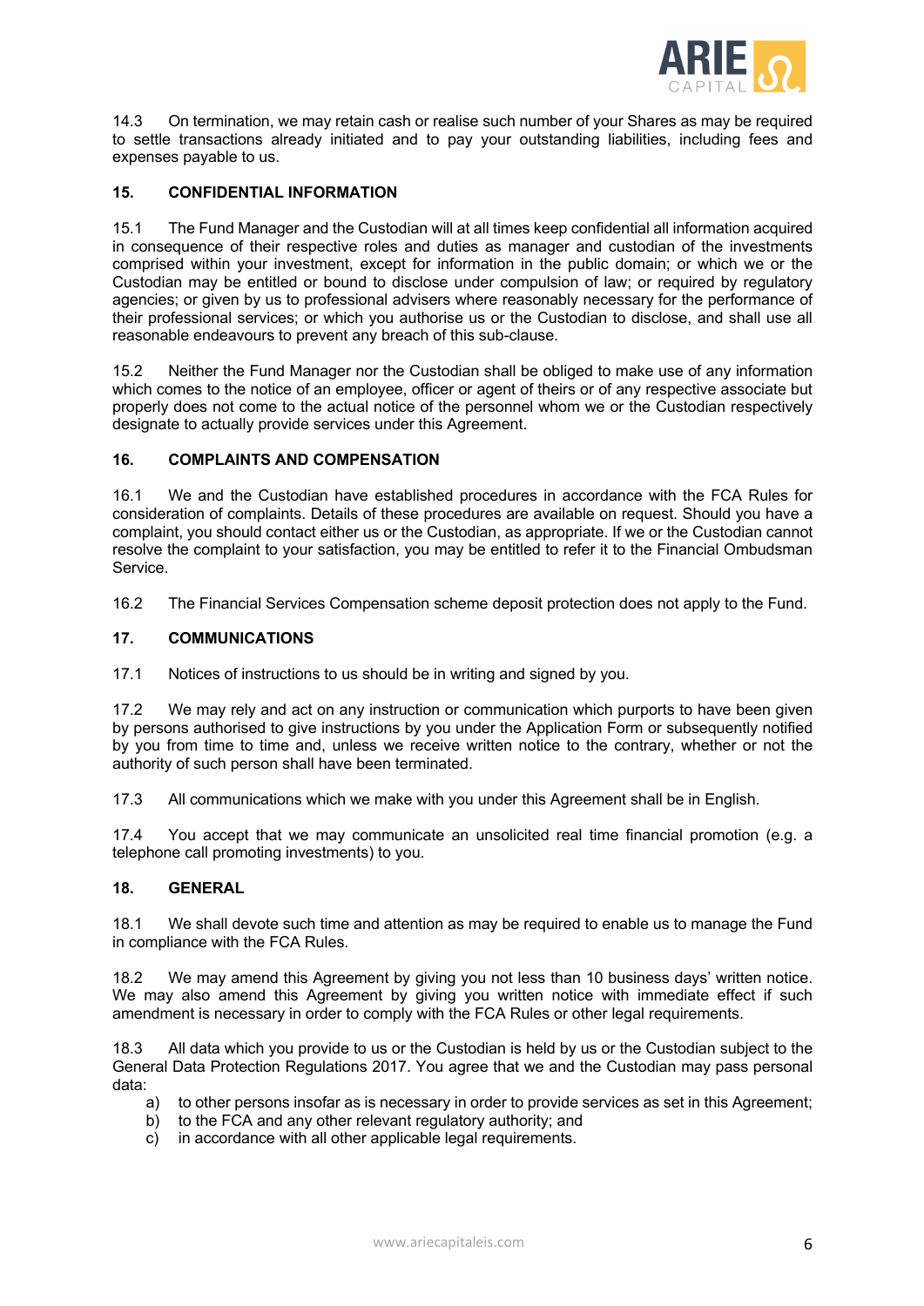14.3 On termination, we may retain cash or realise such number of your Shares as may be required to settle transactions already initiated and to pay your outstanding liabilities, including fees and expenses payable to us.

## 15. CONFIDENTIAL INFORMATION

15.1 The Fund Manager and the Custodian will at all times keep confidential all information acquired in consequence of their respective roles and duties as manager and custodian of the investments comprised within your investment, except for information in the public domain; or which we or the Custodian may be entitled or bound to disclose under compulsion of law; or required by regulatory agencies; or given by us to professional advisers where reasonably necessary for the performance of their professional services; or which you authorise us or the Custodian to disclose, and shall use all reasonable endeavours to prevent any breach of this sub-clause.

15.2 Neither the Fund Manager nor the Custodian shall be obliged to make use of any information which comes to the notice of an employee, officer or agent of theirs or of any respective associate but properly does not come to the actual notice of the personnel whom we or the Custodian respectively designate to actually provide services under this Agreement.

## 16. COMPLAINTS AND COMPENSATION

16.1 We and the Custodian have established procedures in accordance with the FCA Rules for consideration of complaints. Details of these procedures are available on request. Should you have a complaint, you should contact either us or the Custodian, as appropriate. If we or the Custodian cannot resolve the complaint to your satisfaction, you may be entitled to refer it to the Financial Ombudsman Service.

16.2 The Financial Services Compensation scheme deposit protection does not apply to the Fund.

## 17. COMMUNICATIONS

17.1 Notices of instructions to us should be in writing and signed by you.

17.2 We may rely and act on any instruction or communication which purports to have been given by persons authorised to give instructions by you under the Application Form or subsequently notified by you from time to time and, unless we receive written notice to the contrary, whether or not the authority of such person shall have been terminated.

17.3 All communications which we make with you under this Agreement shall be in English.

17.4 You accept that we may communicate an unsolicited real time financial promotion (e.g. a telephone call promoting investments) to you.

## 18. GENERAL

18.1 We shall devote such time and attention as may be required to enable us to manage the Fund in compliance with the FCA Rules.

18.2 We may amend this Agreement by giving you not less than 10 business days' written notice. We may also amend this Agreement by giving you written notice with immediate effect if such amendment is necessary in order to comply with the FCA Rules or other legal requirements.

18.3 All data which you provide to us or the Custodian is held by us or the Custodian subject to the General Data Protection Regulations 2017. You agree that we and the Custodian may pass personal data:

a) to other persons insofar as is necessary in order to provide services as set in this Agreement;
b) to the FCA and any other relevant regulatory authority; and
c) in accordance with all other applicable legal requirements.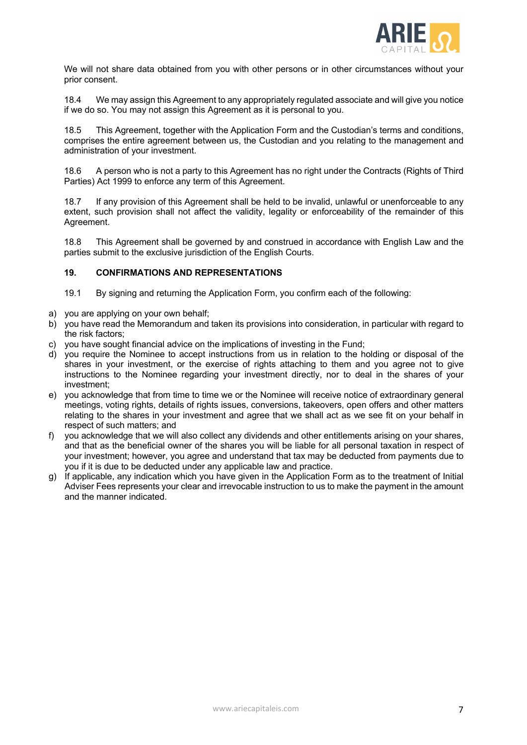We will not share data obtained from you with other persons or in other circumstances without your prior consent.

18.4 We may assign this Agreement to any appropriately regulated associate and will give you notice if we do so. You may not assign this Agreement as it is personal to you.

18.5 This Agreement, together with the Application Form and the Custodian's terms and conditions, comprises the entire agreement between us, the Custodian and you relating to the management and administration of your investment.

18.6 A person who is not a party to this Agreement has no right under the Contracts (Rights of Third Parties) Act 1999 to enforce any term of this Agreement.

18.7 If any provision of this Agreement shall be held to be invalid, unlawful or unenforceable to any extent, such provision shall not affect the validity, legality or enforceability of the remainder of this Agreement.

18.8 This Agreement shall be governed by and construed in accordance with English Law and the parties submit to the exclusive jurisdiction of the English Courts.

## 19. CONFIRMATIONS AND REPRESENTATIONS

19.1 By signing and returning the Application Form, you confirm each of the following:

a) you are applying on your own behalf;
b) you have read the Memorandum and taken its provisions into consideration, in particular with regard to the risk factors;
c) you have sought financial advice on the implications of investing in the Fund;
d) you require the Nominee to accept instructions from us in relation to the holding or disposal of the shares in your investment, or the exercise of rights attaching to them and you agree not to give instructions to the Nominee regarding your investment directly, nor to deal in the shares of your investment;
e) you acknowledge that from time to time we or the Nominee will receive notice of extraordinary general meetings, voting rights, details of rights issues, conversions, takeovers, open offers and other matters relating to the shares in your investment and agree that we shall act as we see fit on your behalf in respect of such matters; and
f) you acknowledge that we will also collect any dividends and other entitlements arising on your shares, and that as the beneficial owner of the shares you will be liable for all personal taxation in respect of your investment; however, you agree and understand that tax may be deducted from payments due to you if it is due to be deducted under any applicable law and practice.
g) If applicable, any indication which you have given in the Application Form as to the treatment of Initial Adviser Fees represents your clear and irrevocable instruction to us to make the payment in the amount and the manner indicated.